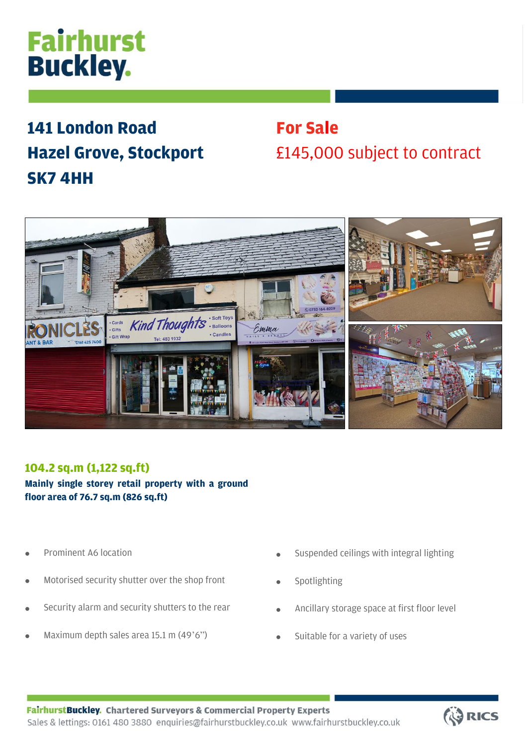# Fairhurst Buckley.

## 141 London Road
## Hazel Grove, Stockport
## SK7 4HH

## For Sale

£145,000 subject to contract

### 104.2 sq.m (1,122 sq.ft)

**Mainly single storey retail property with a ground floor area of 76.7 sq.m (826 sq.ft)**

- Prominent A6 location
- Motorised security shutter over the shop front
- Security alarm and security shutters to the rear
- Maximum depth sales area 15.1 m (49'6")
- Suspended ceilings with integral lighting
- Spotlighting
- Ancillary storage space at first floor level
- Suitable for a variety of uses

**FairhurstBuckley. Chartered Surveyors & Commercial Property Experts**
Sales & lettings: 0161 480 3880 enquiries@fairhurstbuckley.co.uk www.fairhurstbuckley.co.uk

RICS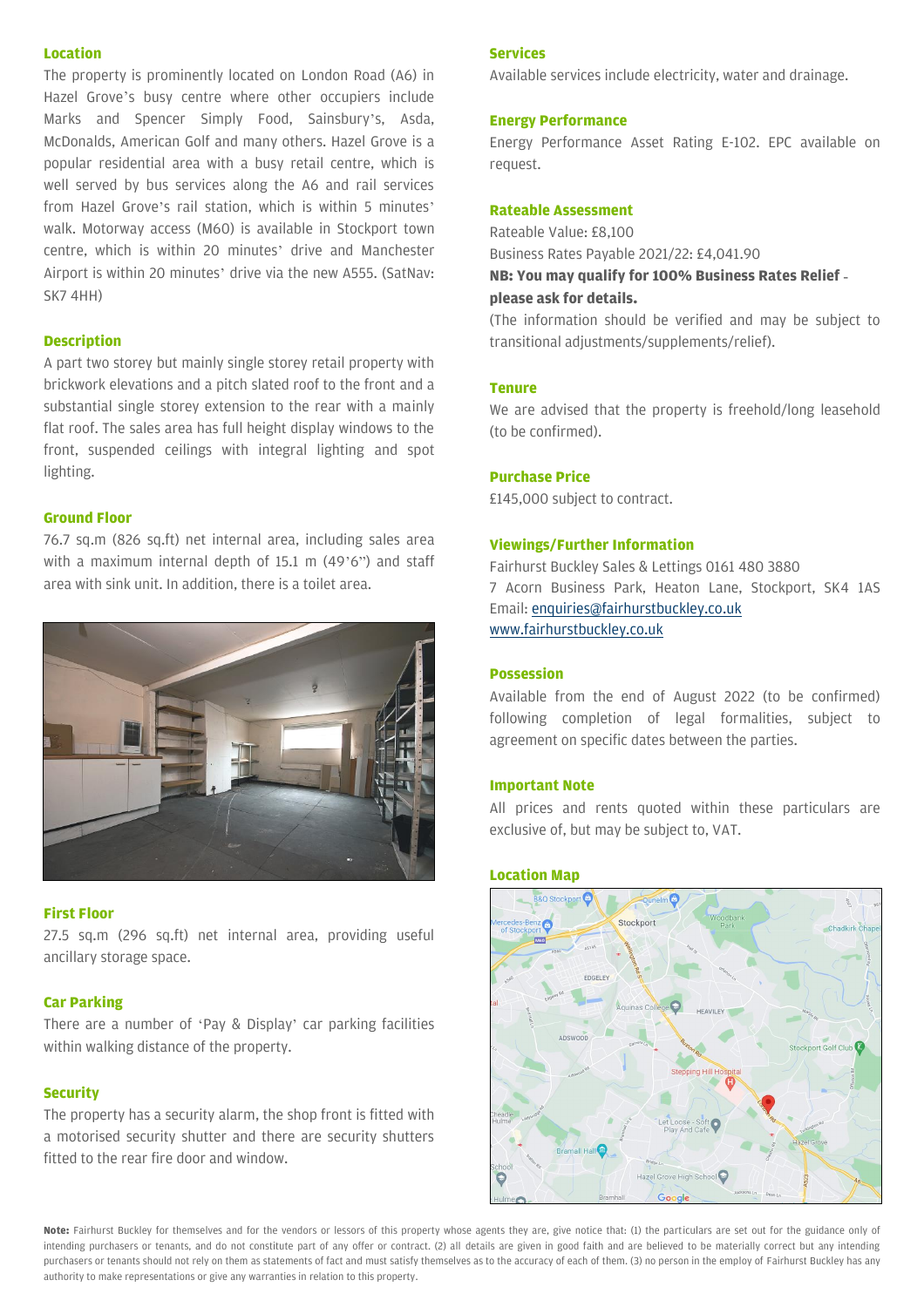## Location

The property is prominently located on London Road (A6) in Hazel Grove's busy centre where other occupiers include Marks and Spencer Simply Food, Sainsbury's, Asda, McDonalds, American Golf and many others. Hazel Grove is a popular residential area with a busy retail centre, which is well served by bus services along the A6 and rail services from Hazel Grove's rail station, which is within 5 minutes' walk. Motorway access (M60) is available in Stockport town centre, which is within 20 minutes' drive and Manchester Airport is within 20 minutes' drive via the new A555. (SatNav: SK7 4HH)

## Description

A part two storey but mainly single storey retail property with brickwork elevations and a pitch slated roof to the front and a substantial single storey extension to the rear with a mainly flat roof. The sales area has full height display windows to the front, suspended ceilings with integral lighting and spot lighting.

## Ground Floor

76.7 sq.m (826 sq.ft) net internal area, including sales area with a maximum internal depth of 15.1 m (49'6") and staff area with sink unit. In addition, there is a toilet area.

## First Floor

27.5 sq.m (296 sq.ft) net internal area, providing useful ancillary storage space.

## Car Parking

There are a number of 'Pay & Display' car parking facilities within walking distance of the property.

## Security

The property has a security alarm, the shop front is fitted with a motorised security shutter and there are security shutters fitted to the rear fire door and window.

## Services

Available services include electricity, water and drainage.

## Energy Performance

Energy Performance Asset Rating E-102. EPC available on request.

## Rateable Assessment

Rateable Value: £8,100

Business Rates Payable 2021/22: £4,041.90

**NB: You may qualify for 100% Business Rates Relief - please ask for details.**

(The information should be verified and may be subject to transitional adjustments/supplements/relief).

## Tenure

We are advised that the property is freehold/long leasehold (to be confirmed).

## Purchase Price

£145,000 subject to contract.

## Viewings/Further Information

Fairhurst Buckley Sales & Lettings 0161 480 3880
7 Acorn Business Park, Heaton Lane, Stockport, SK4 1AS
Email: enquiries@fairhurstbuckley.co.uk
www.fairhurstbuckley.co.uk

## Possession

Available from the end of August 2022 (to be confirmed) following completion of legal formalities, subject to agreement on specific dates between the parties.

## Important Note

All prices and rents quoted within these particulars are exclusive of, but may be subject to, VAT.

## Location Map

**Note:** Fairhurst Buckley for themselves and for the vendors or lessors of this property whose agents they are, give notice that: (1) the particulars are set out for the guidance only of intending purchasers or tenants, and do not constitute part of any offer or contract. (2) all details are given in good faith and are believed to be materially correct but any intending purchasers or tenants should not rely on them as statements of fact and must satisfy themselves as to the accuracy of each of them. (3) no person in the employ of Fairhurst Buckley has any authority to make representations or give any warranties in relation to this property.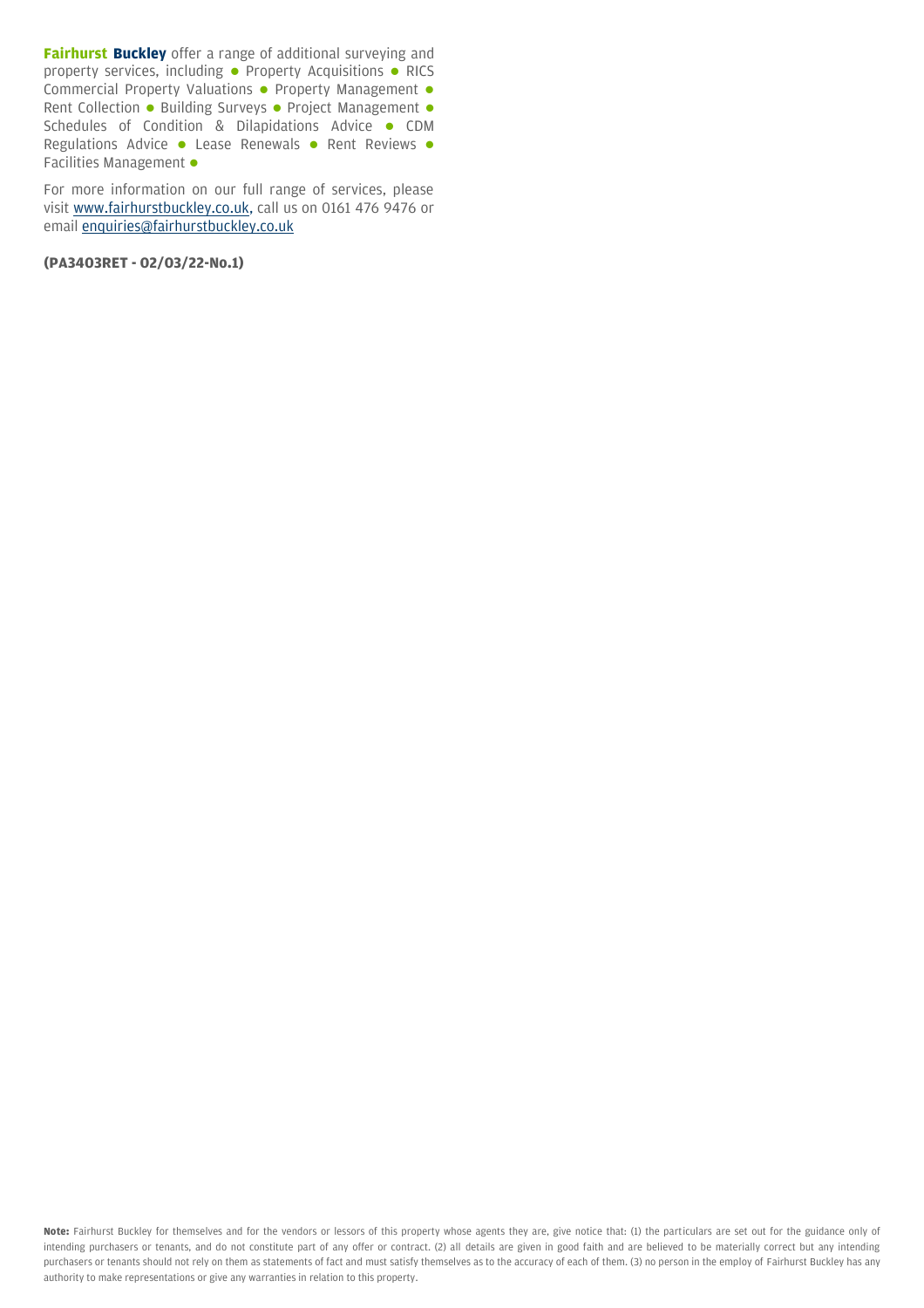**Fairhurst Buckley** offer a range of additional surveying and property services, including ● Property Acquisitions ● RICS Commercial Property Valuations ● Property Management ● Rent Collection ● Building Surveys ● Project Management ● Schedules of Condition & Dilapidations Advice ● CDM Regulations Advice ● Lease Renewals ● Rent Reviews ● Facilities Management ●

For more information on our full range of services, please visit www.fairhurstbuckley.co.uk, call us on 0161 476 9476 or email enquiries@fairhurstbuckley.co.uk

**(PA3403RET - 02/03/22-No.1)**

**Note:** Fairhurst Buckley for themselves and for the vendors or lessors of this property whose agents they are, give notice that: (1) the particulars are set out for the guidance only of intending purchasers or tenants, and do not constitute part of any offer or contract. (2) all details are given in good faith and are believed to be materially correct but any intending purchasers or tenants should not rely on them as statements of fact and must satisfy themselves as to the accuracy of each of them. (3) no person in the employ of Fairhurst Buckley has any authority to make representations or give any warranties in relation to this property.